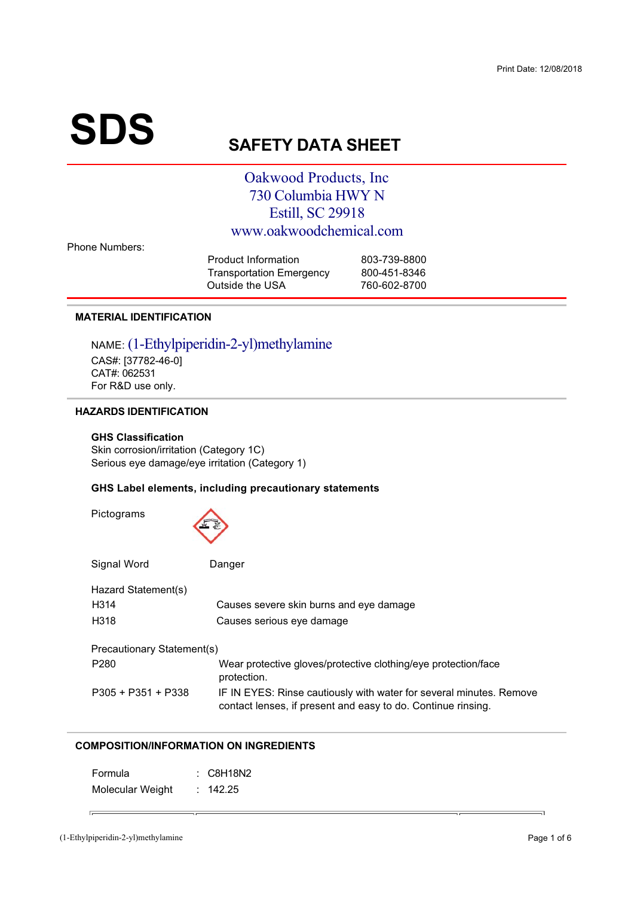Print Date: 12/08/2018

# SDS

## SAFETY DATA SHEET

Oakwood Products, Inc
730 Columbia HWY N
Estill, SC 29918
www.oakwoodchemical.com

Phone Numbers:

| | |
|---|---|
| Product Information | 803-739-8800 |
| Transportation Emergency | 800-451-8346 |
| Outside the USA | 760-602-8700 |

### MATERIAL IDENTIFICATION

NAME: (1-Ethylpiperidin-2-yl)methylamine
CAS#: [37782-46-0]
CAT#: 062531
For R&D use only.

### HAZARDS IDENTIFICATION

**GHS Classification**
Skin corrosion/irritation (Category 1C)
Serious eye damage/eye irritation (Category 1)

**GHS Label elements, including precautionary statements**

Pictograms

Signal Word: Danger

Hazard Statement(s)

| | |
|---|---|
| H314 | Causes severe skin burns and eye damage |
| H318 | Causes serious eye damage |

Precautionary Statement(s)

| | |
|---|---|
| P280 | Wear protective gloves/protective clothing/eye protection/face protection. |
| P305 + P351 + P338 | IF IN EYES: Rinse cautiously with water for several minutes. Remove contact lenses, if present and easy to do. Continue rinsing. |

### COMPOSITION/INFORMATION ON INGREDIENTS

| | |
|---|---|
| Formula | : $C_8H_{18}N_2$ |
| Molecular Weight | : 142.25 |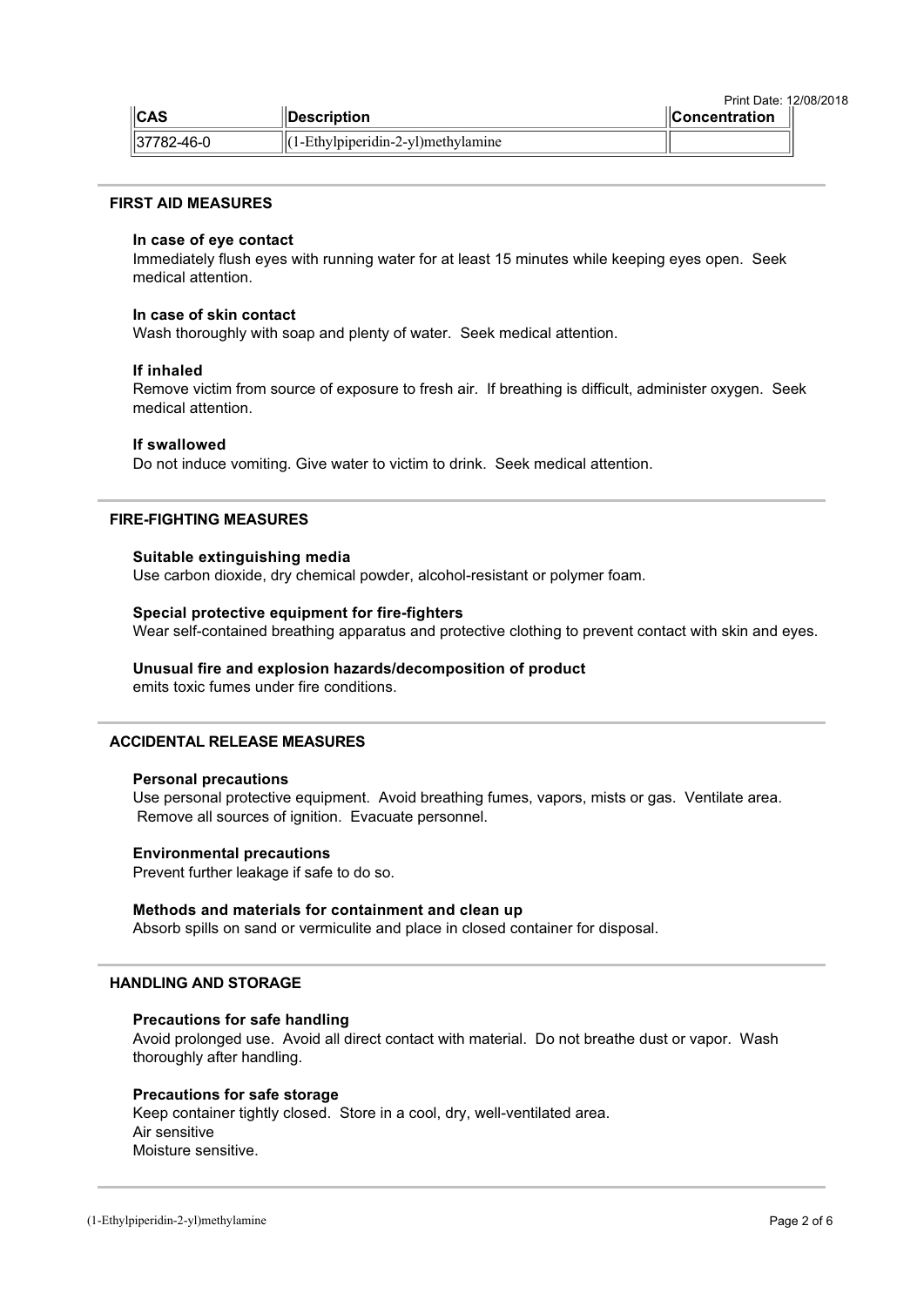| CAS | Description | Concentration |
|---|---|---|
| 37782-46-0 | (1-Ethylpiperidin-2-yl)methylamine | |

## FIRST AID MEASURES

### In case of eye contact

Immediately flush eyes with running water for at least 15 minutes while keeping eyes open. Seek medical attention.

### In case of skin contact

Wash thoroughly with soap and plenty of water. Seek medical attention.

### If inhaled

Remove victim from source of exposure to fresh air. If breathing is difficult, administer oxygen. Seek medical attention.

### If swallowed

Do not induce vomiting. Give water to victim to drink. Seek medical attention.

## FIRE-FIGHTING MEASURES

### Suitable extinguishing media

Use carbon dioxide, dry chemical powder, alcohol-resistant or polymer foam.

### Special protective equipment for fire-fighters

Wear self-contained breathing apparatus and protective clothing to prevent contact with skin and eyes.

### Unusual fire and explosion hazards/decomposition of product

emits toxic fumes under fire conditions.

## ACCIDENTAL RELEASE MEASURES

### Personal precautions

Use personal protective equipment. Avoid breathing fumes, vapors, mists or gas. Ventilate area. Remove all sources of ignition. Evacuate personnel.

### Environmental precautions

Prevent further leakage if safe to do so.

### Methods and materials for containment and clean up

Absorb spills on sand or vermiculite and place in closed container for disposal.

## HANDLING AND STORAGE

### Precautions for safe handling

Avoid prolonged use. Avoid all direct contact with material. Do not breathe dust or vapor. Wash thoroughly after handling.

### Precautions for safe storage

Keep container tightly closed. Store in a cool, dry, well-ventilated area.
Air sensitive
Moisture sensitive.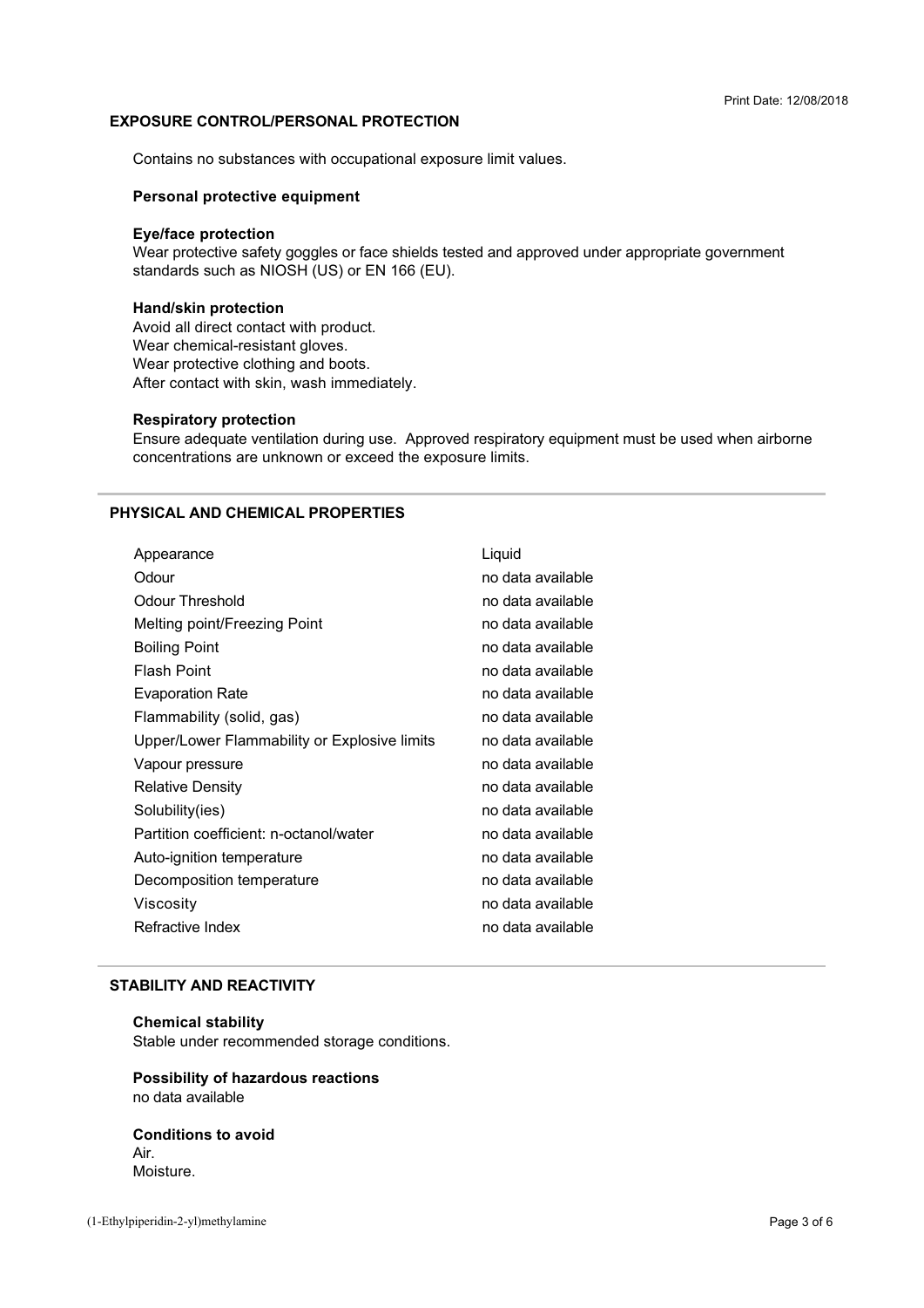## EXPOSURE CONTROL/PERSONAL PROTECTION

Contains no substances with occupational exposure limit values.

### Personal protective equipment

**Eye/face protection**
Wear protective safety goggles or face shields tested and approved under appropriate government standards such as NIOSH (US) or EN 166 (EU).

**Hand/skin protection**
Avoid all direct contact with product.
Wear chemical-resistant gloves.
Wear protective clothing and boots.
After contact with skin, wash immediately.

**Respiratory protection**
Ensure adequate ventilation during use. Approved respiratory equipment must be used when airborne concentrations are unknown or exceed the exposure limits.

## PHYSICAL AND CHEMICAL PROPERTIES

| | |
|---|---|
| Appearance | Liquid |
| Odour | no data available |
| Odour Threshold | no data available |
| Melting point/Freezing Point | no data available |
| Boiling Point | no data available |
| Flash Point | no data available |
| Evaporation Rate | no data available |
| Flammability (solid, gas) | no data available |
| Upper/Lower Flammability or Explosive limits | no data available |
| Vapour pressure | no data available |
| Relative Density | no data available |
| Solubility(ies) | no data available |
| Partition coefficient: n-octanol/water | no data available |
| Auto-ignition temperature | no data available |
| Decomposition temperature | no data available |
| Viscosity | no data available |
| Refractive Index | no data available |

## STABILITY AND REACTIVITY

**Chemical stability**
Stable under recommended storage conditions.

**Possibility of hazardous reactions**
no data available

**Conditions to avoid**
Air.
Moisture.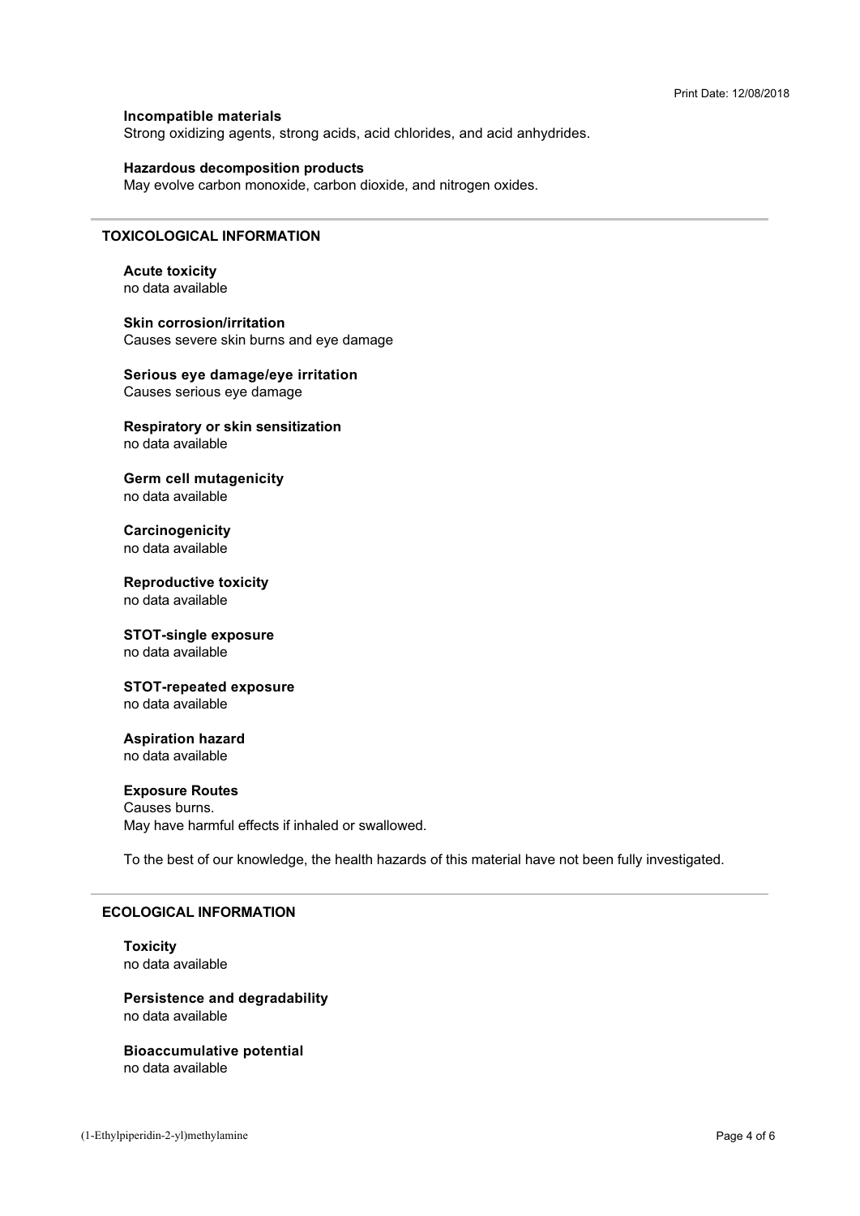**Incompatible materials**
Strong oxidizing agents, strong acids, acid chlorides, and acid anhydrides.

**Hazardous decomposition products**
May evolve carbon monoxide, carbon dioxide, and nitrogen oxides.

## TOXICOLOGICAL INFORMATION

**Acute toxicity**
no data available

**Skin corrosion/irritation**
Causes severe skin burns and eye damage

**Serious eye damage/eye irritation**
Causes serious eye damage

**Respiratory or skin sensitization**
no data available

**Germ cell mutagenicity**
no data available

**Carcinogenicity**
no data available

**Reproductive toxicity**
no data available

**STOT-single exposure**
no data available

**STOT-repeated exposure**
no data available

**Aspiration hazard**
no data available

**Exposure Routes**
Causes burns.
May have harmful effects if inhaled or swallowed.

To the best of our knowledge, the health hazards of this material have not been fully investigated.

## ECOLOGICAL INFORMATION

**Toxicity**
no data available

**Persistence and degradability**
no data available

**Bioaccumulative potential**
no data available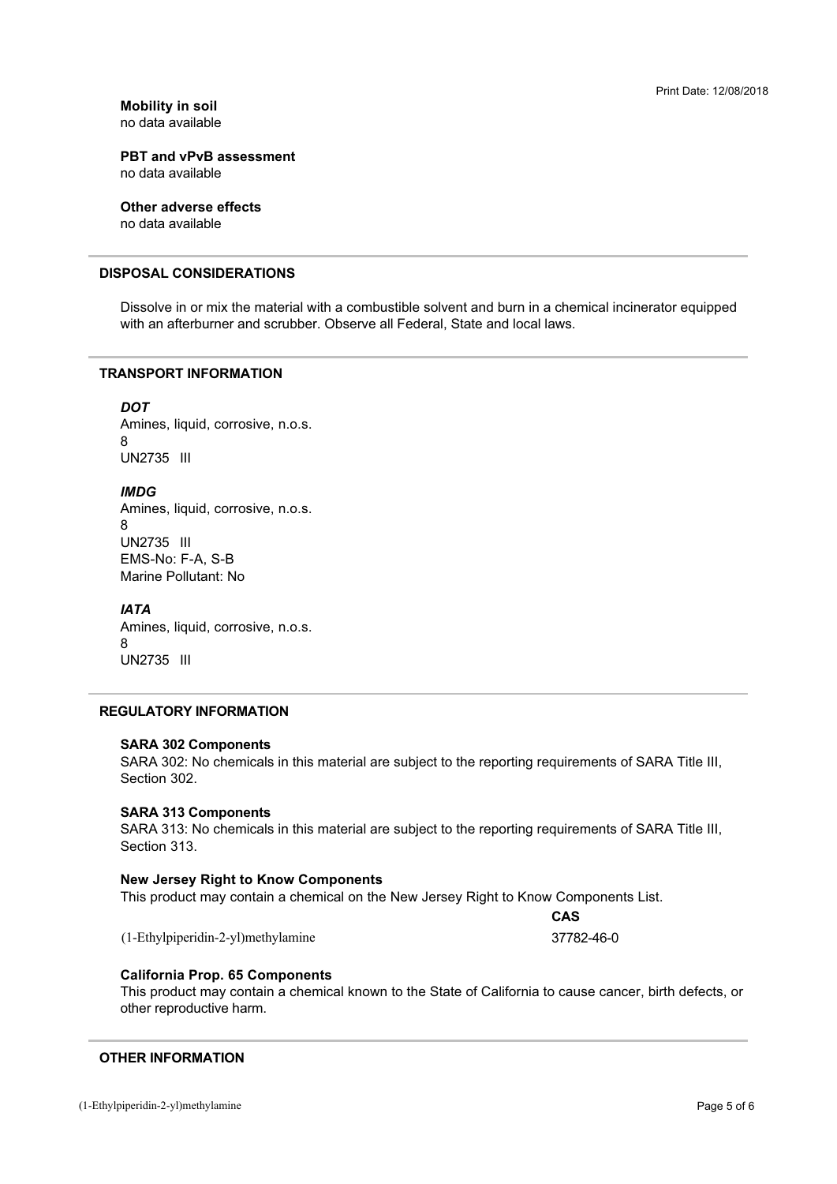**Mobility in soil**
no data available

**PBT and vPvB assessment**
no data available

**Other adverse effects**
no data available

## DISPOSAL CONSIDERATIONS

Dissolve in or mix the material with a combustible solvent and burn in a chemical incinerator equipped with an afterburner and scrubber. Observe all Federal, State and local laws.

## TRANSPORT INFORMATION

***DOT***
Amines, liquid, corrosive, n.o.s.
8
UN2735 III

***IMDG***
Amines, liquid, corrosive, n.o.s.
8
UN2735 III
EMS-No: F-A, S-B
Marine Pollutant: No

***IATA***
Amines, liquid, corrosive, n.o.s.
8
UN2735 III

## REGULATORY INFORMATION

**SARA 302 Components**
SARA 302: No chemicals in this material are subject to the reporting requirements of SARA Title III, Section 302.

**SARA 313 Components**
SARA 313: No chemicals in this material are subject to the reporting requirements of SARA Title III, Section 313.

**New Jersey Right to Know Components**
This product may contain a chemical on the New Jersey Right to Know Components List.

| | CAS |
|---|---|
| (1-Ethylpiperidin-2-yl)methylamine | 37782-46-0 |

**California Prop. 65 Components**
This product may contain a chemical known to the State of California to cause cancer, birth defects, or other reproductive harm.

## OTHER INFORMATION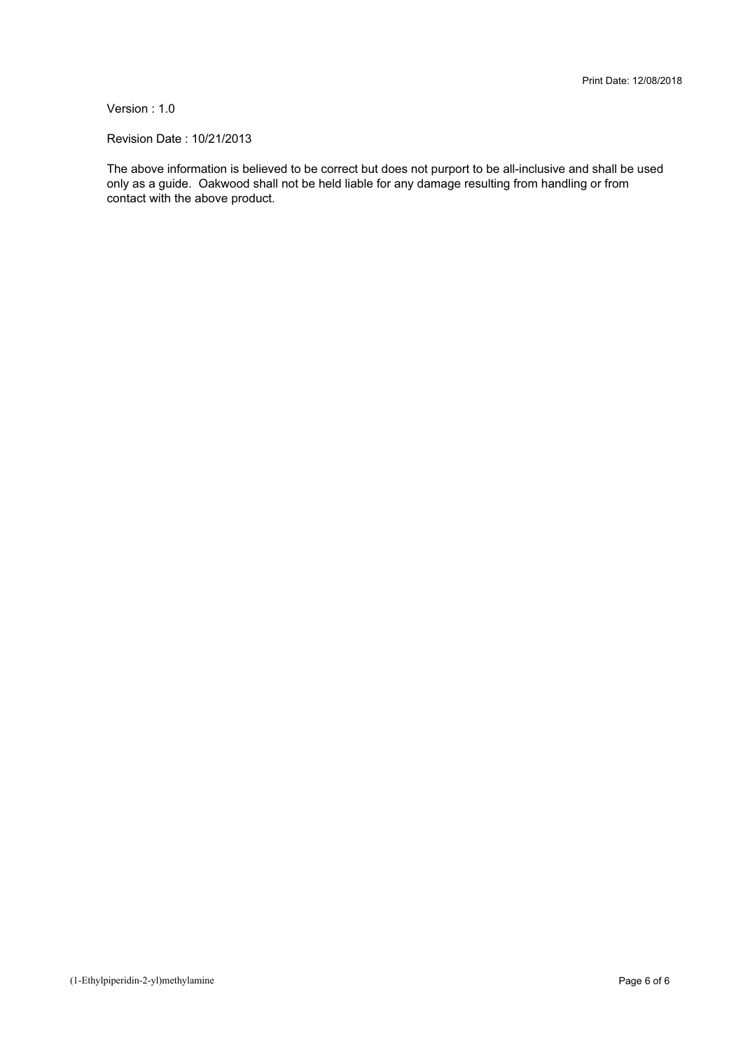Version : 1.0

Revision Date : 10/21/2013

The above information is believed to be correct but does not purport to be all-inclusive and shall be used only as a guide. Oakwood shall not be held liable for any damage resulting from handling or from contact with the above product.